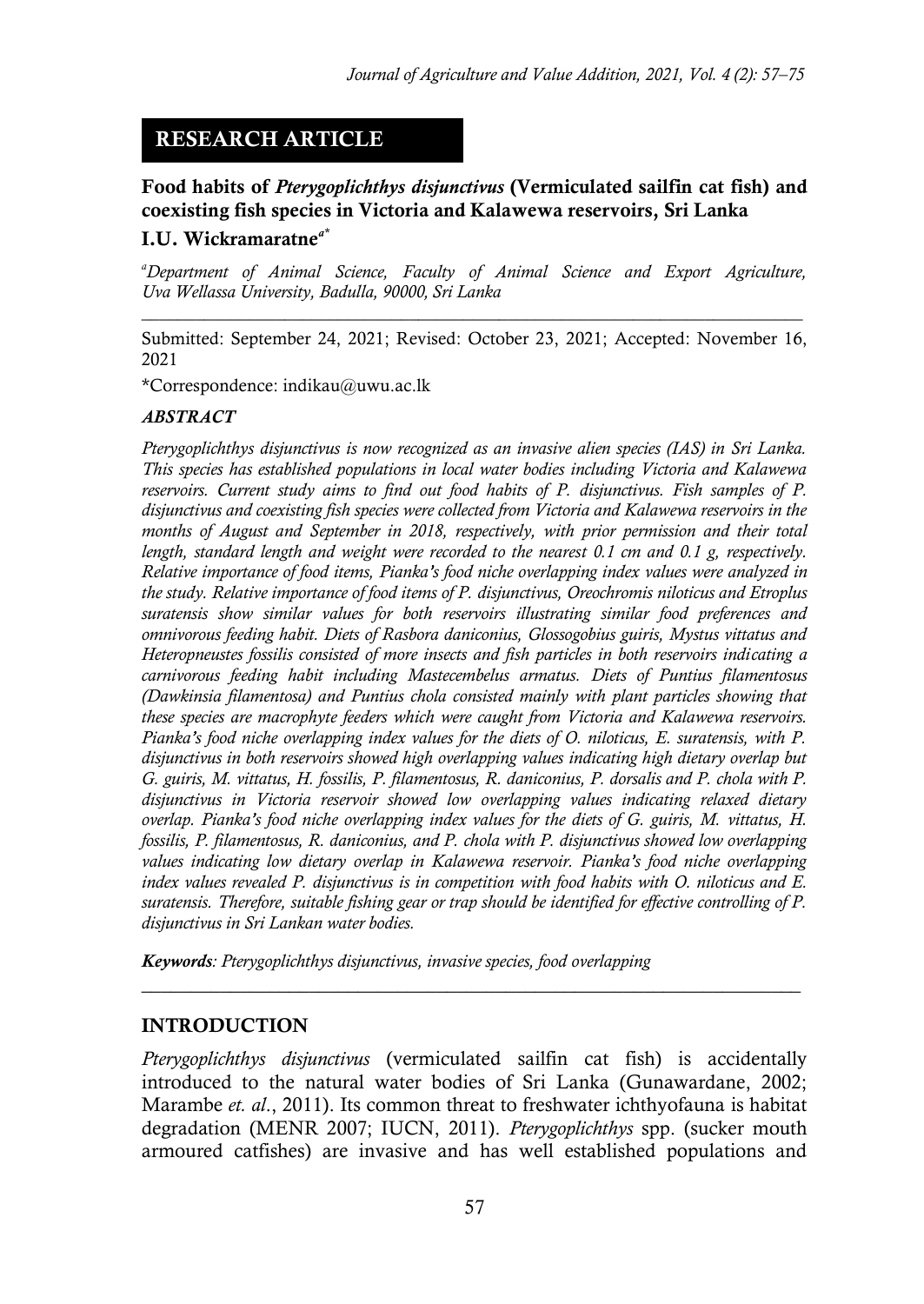## RESEARCH ARTICLE

# Food habits of *Pterygoplichthys disjunctivus* (Vermiculated sailfin cat fish) and coexisting fish species in Victoria and Kalawewa reservoirs, Sri Lanka

**I.U. Wickramaratne[a*]**

[a]*Department of Animal Science, Faculty of Animal Science and Export Agriculture, Uva Wellassa University, Badulla, 90000, Sri Lanka*

---

Submitted: September 24, 2021; Revised: October 23, 2021; Accepted: November 16, 2021

*Correspondence: indikau@uwu.ac.lk

### *ABSTRACT*

*Pterygoplichthys disjunctivus is now recognized as an invasive alien species (IAS) in Sri Lanka. This species has established populations in local water bodies including Victoria and Kalawewa reservoirs. Current study aims to find out food habits of P. disjunctivus. Fish samples of P. disjunctivus and coexisting fish species were collected from Victoria and Kalawewa reservoirs in the months of August and September in 2018, respectively, with prior permission and their total length, standard length and weight were recorded to the nearest 0.1 cm and 0.1 g, respectively. Relative importance of food items, Pianka's food niche overlapping index values were analyzed in the study. Relative importance of food items of P. disjunctivus, Oreochromis niloticus and Etroplus suratensis show similar values for both reservoirs illustrating similar food preferences and omnivorous feeding habit. Diets of Rasbora daniconius, Glossogobius guiris, Mystus vittatus and Heteropneustes fossilis consisted of more insects and fish particles in both reservoirs indicating a carnivorous feeding habit including Mastecembelus armatus. Diets of Puntius filamentosus (Dawkinsia filamentosa) and Puntius chola consisted mainly with plant particles showing that these species are macrophyte feeders which were caught from Victoria and Kalawewa reservoirs. Pianka's food niche overlapping index values for the diets of O. niloticus, E. suratensis, with P. disjunctivus in both reservoirs showed high overlapping values indicating high dietary overlap but G. guiris, M. vittatus, H. fossilis, P. filamentosus, R. daniconius, P. dorsalis and P. chola with P. disjunctivus in Victoria reservoir showed low overlapping values indicating relaxed dietary overlap. Pianka's food niche overlapping index values for the diets of G. guiris, M. vittatus, H. fossilis, P. filamentosus, R. daniconius, and P. chola with P. disjunctivus showed low overlapping values indicating low dietary overlap in Kalawewa reservoir. Pianka's food niche overlapping index values revealed P. disjunctivus is in competition with food habits with O. niloticus and E. suratensis. Therefore, suitable fishing gear or trap should be identified for effective controlling of P. disjunctivus in Sri Lankan water bodies.*

***Keywords**: Pterygoplichthys disjunctivus, invasive species, food overlapping*

---

## INTRODUCTION

*Pterygoplichthys disjunctivus* (vermiculated sailfin cat fish) is accidentally introduced to the natural water bodies of Sri Lanka (Gunawardane, 2002; Marambe *et. al*., 2011). Its common threat to freshwater ichthyofauna is habitat degradation (MENR 2007; IUCN, 2011). *Pterygoplichthys* spp. (sucker mouth armoured catfishes) are invasive and has well established populations and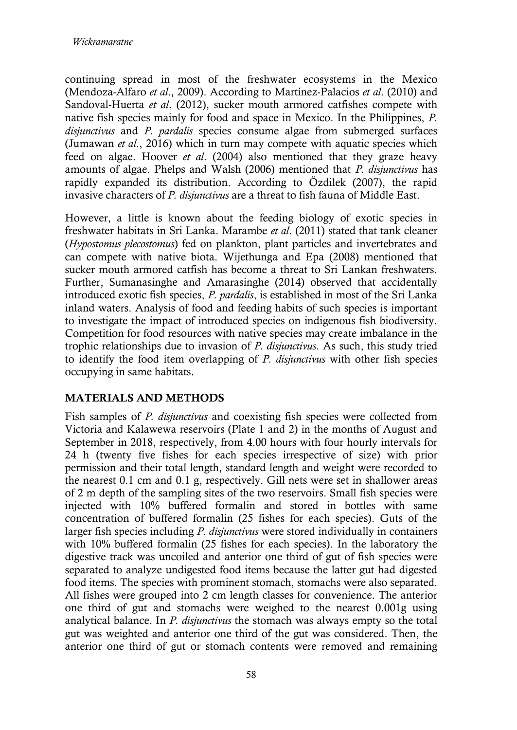continuing spread in most of the freshwater ecosystems in the Mexico (Mendoza-Alfaro *et al*., 2009). According to Martínez-Palacios *et al*. (2010) and Sandoval-Huerta *et al*. (2012), sucker mouth armored catfishes compete with native fish species mainly for food and space in Mexico. In the Philippines, *P. disjunctivus* and *P. pardalis* species consume algae from submerged surfaces (Jumawan *et al*., 2016) which in turn may compete with aquatic species which feed on algae. Hoover *et al*. (2004) also mentioned that they graze heavy amounts of algae. Phelps and Walsh (2006) mentioned that *P. disjunctivus* has rapidly expanded its distribution. According to Özdilek (2007), the rapid invasive characters of *P. disjunctivus* are a threat to fish fauna of Middle East.

However, a little is known about the feeding biology of exotic species in freshwater habitats in Sri Lanka. Marambe *et al*. (2011) stated that tank cleaner (*Hypostomus plecostomus*) fed on plankton, plant particles and invertebrates and can compete with native biota. Wijethunga and Epa (2008) mentioned that sucker mouth armored catfish has become a threat to Sri Lankan freshwaters. Further, Sumanasinghe and Amarasinghe (2014) observed that accidentally introduced exotic fish species, *P. pardalis*, is established in most of the Sri Lanka inland waters. Analysis of food and feeding habits of such species is important to investigate the impact of introduced species on indigenous fish biodiversity. Competition for food resources with native species may create imbalance in the trophic relationships due to invasion of *P. disjunctivus*. As such, this study tried to identify the food item overlapping of *P. disjunctivus* with other fish species occupying in same habitats.

## MATERIALS AND METHODS

Fish samples of *P. disjunctivus* and coexisting fish species were collected from Victoria and Kalawewa reservoirs (Plate 1 and 2) in the months of August and September in 2018, respectively, from 4.00 hours with four hourly intervals for 24 h (twenty five fishes for each species irrespective of size) with prior permission and their total length, standard length and weight were recorded to the nearest 0.1 cm and 0.1 g, respectively. Gill nets were set in shallower areas of 2 m depth of the sampling sites of the two reservoirs. Small fish species were injected with 10% buffered formalin and stored in bottles with same concentration of buffered formalin (25 fishes for each species). Guts of the larger fish species including *P. disjunctivus* were stored individually in containers with 10% buffered formalin (25 fishes for each species). In the laboratory the digestive track was uncoiled and anterior one third of gut of fish species were separated to analyze undigested food items because the latter gut had digested food items. The species with prominent stomach, stomachs were also separated. All fishes were grouped into 2 cm length classes for convenience. The anterior one third of gut and stomachs were weighed to the nearest 0.001g using analytical balance. In *P. disjunctivus* the stomach was always empty so the total gut was weighted and anterior one third of the gut was considered. Then, the anterior one third of gut or stomach contents were removed and remaining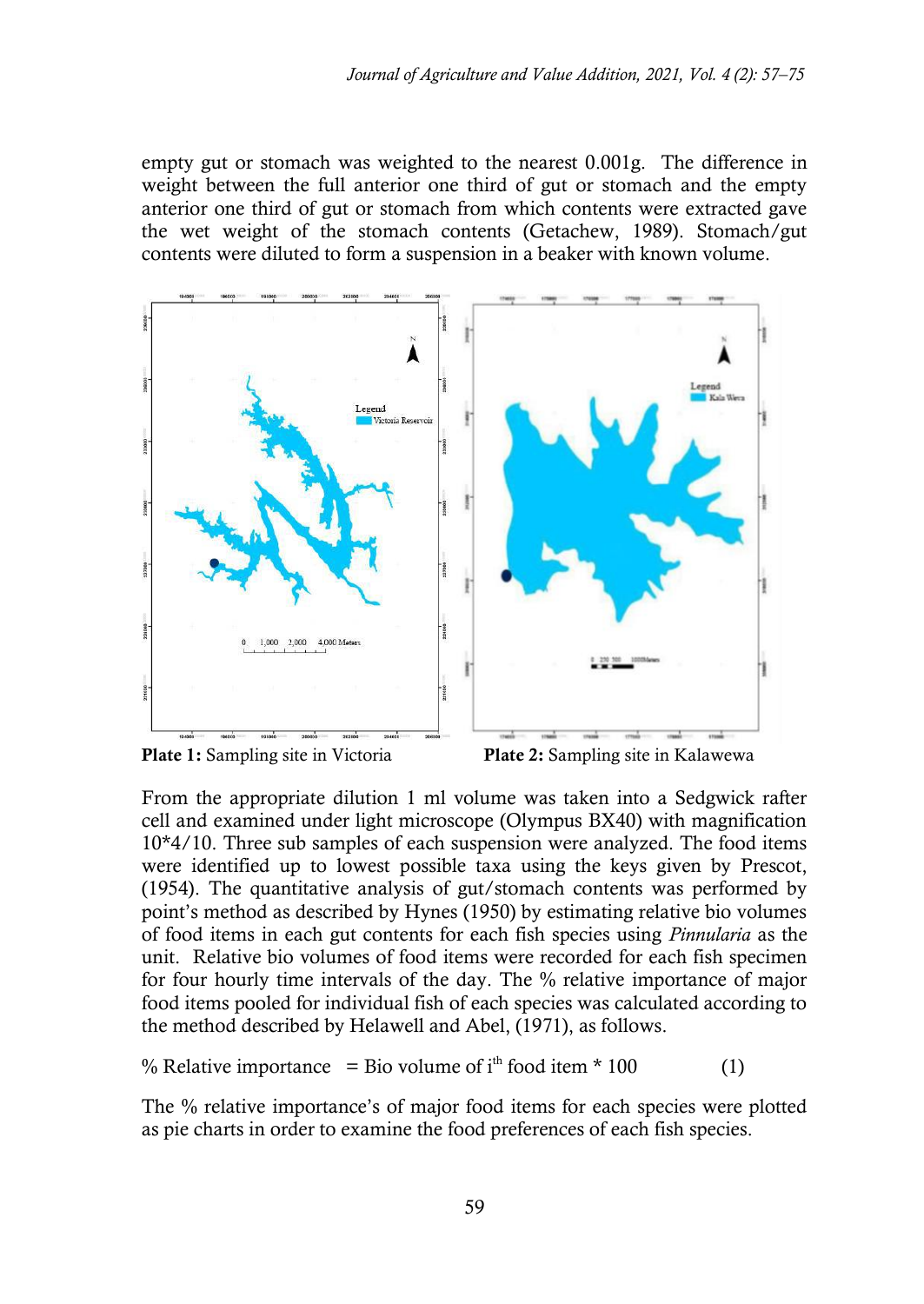empty gut or stomach was weighted to the nearest 0.001g. The difference in weight between the full anterior one third of gut or stomach and the empty anterior one third of gut or stomach from which contents were extracted gave the wet weight of the stomach contents (Getachew, 1989). Stomach/gut contents were diluted to form a suspension in a beaker with known volume.

Legend
Victoria Reservoir

0 1,000 2,000 4,000 Meters

Legend
Kala Wewa

**Plate 1:** Sampling site in Victoria

**Plate 2:** Sampling site in Kalawewa

From the appropriate dilution 1 ml volume was taken into a Sedgwick rafter cell and examined under light microscope (Olympus BX40) with magnification 10*4/10. Three sub samples of each suspension were analyzed. The food items were identified up to lowest possible taxa using the keys given by Prescot, (1954). The quantitative analysis of gut/stomach contents was performed by point's method as described by Hynes (1950) by estimating relative bio volumes of food items in each gut contents for each fish species using *Pinnularia* as the unit. Relative bio volumes of food items were recorded for each fish specimen for four hourly time intervals of the day. The % relative importance of major food items pooled for individual fish of each species was calculated according to the method described by Helawell and Abel, (1971), as follows.

$$\text{\% Relative importance} = \text{Bio volume of } i^{th} \text{ food item} * 100 \qquad (1)$$

The % relative importance's of major food items for each species were plotted as pie charts in order to examine the food preferences of each fish species.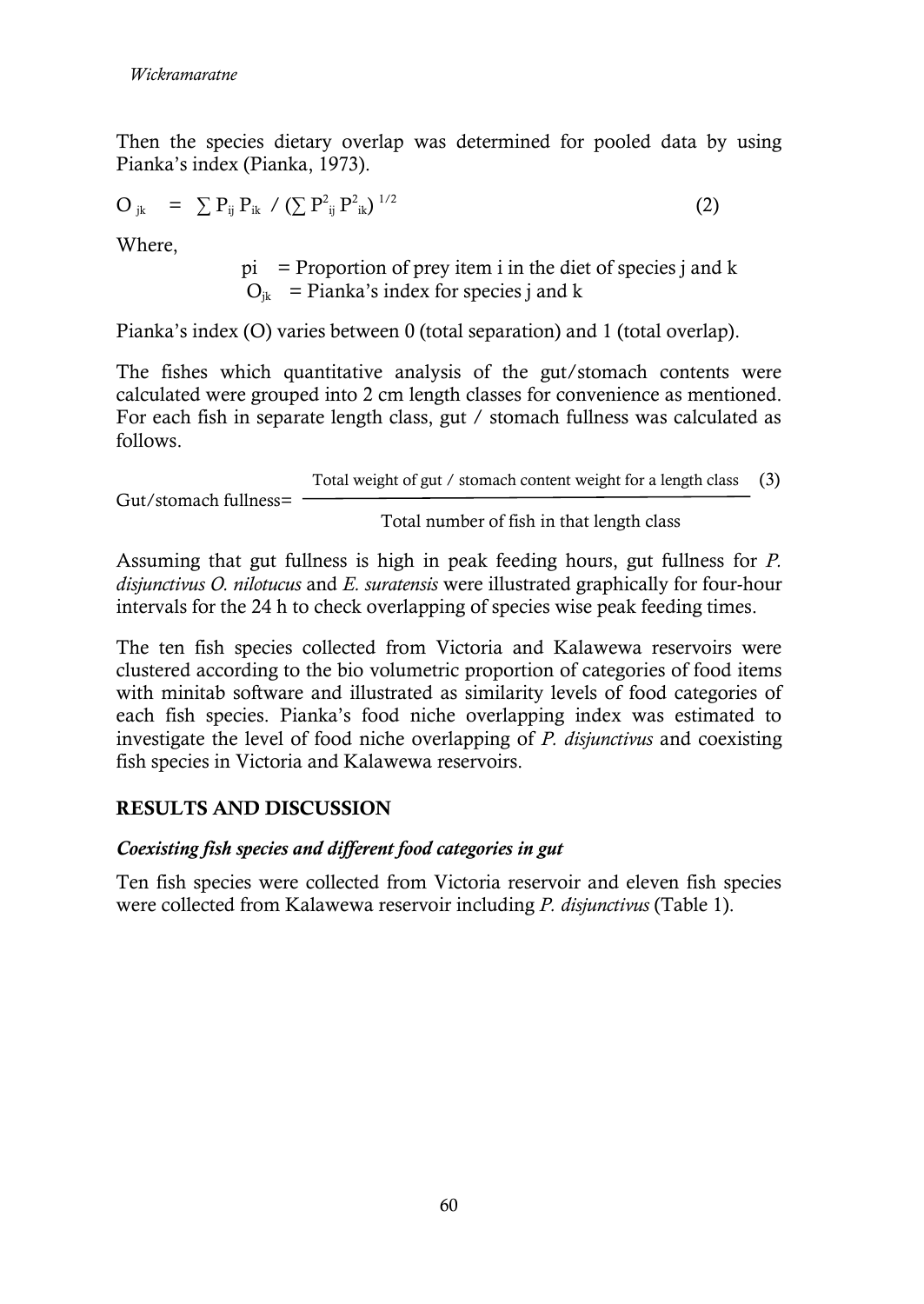Then the species dietary overlap was determined for pooled data by using Pianka's index (Pianka, 1973).

$$O_{jk} = \sum P_{ij} P_{ik} / (\sum P^2_{ij} P^2_{ik})^{1/2} \quad (2)$$

Where,

pi = Proportion of prey item i in the diet of species j and k
$O_{jk}$ = Pianka's index for species j and k

Pianka's index (O) varies between 0 (total separation) and 1 (total overlap).

The fishes which quantitative analysis of the gut/stomach contents were calculated were grouped into 2 cm length classes for convenience as mentioned. For each fish in separate length class, gut / stomach fullness was calculated as follows.

$$\text{Gut/stomach fullness} = \frac{\text{Total weight of gut / stomach content weight for a length class}}{\text{Total number of fish in that length class}} \quad (3)$$

Assuming that gut fullness is high in peak feeding hours, gut fullness for *P. disjunctivus O. nilotucus* and *E. suratensis* were illustrated graphically for four-hour intervals for the 24 h to check overlapping of species wise peak feeding times.

The ten fish species collected from Victoria and Kalawewa reservoirs were clustered according to the bio volumetric proportion of categories of food items with minitab software and illustrated as similarity levels of food categories of each fish species. Pianka's food niche overlapping index was estimated to investigate the level of food niche overlapping of *P. disjunctivus* and coexisting fish species in Victoria and Kalawewa reservoirs.

## RESULTS AND DISCUSSION

### *Coexisting fish species and different food categories in gut*

Ten fish species were collected from Victoria reservoir and eleven fish species were collected from Kalawewa reservoir including *P. disjunctivus* (Table 1).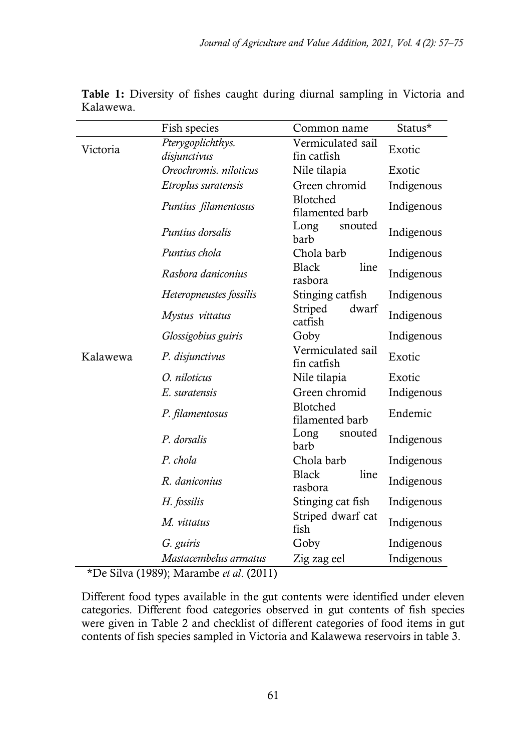**Table 1:** Diversity of fishes caught during diurnal sampling in Victoria and Kalawewa.

| | Fish species | Common name | Status* |
|---|---|---|---|
| Victoria | *Pterygoplichthys. disjunctivus* | Vermiculated sail fin catfish | Exotic |
| | *Oreochromis. niloticus* | Nile tilapia | Exotic |
| | *Etroplus suratensis* | Green chromid | Indigenous |
| | *Puntius filamentosus* | Blotched filamented barb | Indigenous |
| | *Puntius dorsalis* | Long snouted barb | Indigenous |
| | *Puntius chola* | Chola barb | Indigenous |
| | *Rasbora daniconius* | Black line rasbora | Indigenous |
| | *Heteropneustes fossilis* | Stinging catfish | Indigenous |
| | *Mystus vittatus* | Striped dwarf catfish | Indigenous |
| | *Glossigobius guiris* | Goby | Indigenous |
| Kalawewa | *P. disjunctivus* | Vermiculated sail fin catfish | Exotic |
| | *O. niloticus* | Nile tilapia | Exotic |
| | *E. suratensis* | Green chromid | Indigenous |
| | *P. filamentosus* | Blotched filamented barb | Endemic |
| | *P. dorsalis* | Long snouted barb | Indigenous |
| | *P. chola* | Chola barb | Indigenous |
| | *R. daniconius* | Black line rasbora | Indigenous |
| | *H. fossilis* | Stinging cat fish | Indigenous |
| | *M. vittatus* | Striped dwarf cat fish | Indigenous |
| | *G. guiris* | Goby | Indigenous |
| | *Mastacembelus armatus* | Zig zag eel | Indigenous |

*De Silva (1989); Marambe *et al*. (2011)

Different food types available in the gut contents were identified under eleven categories. Different food categories observed in gut contents of fish species were given in Table 2 and checklist of different categories of food items in gut contents of fish species sampled in Victoria and Kalawewa reservoirs in table 3.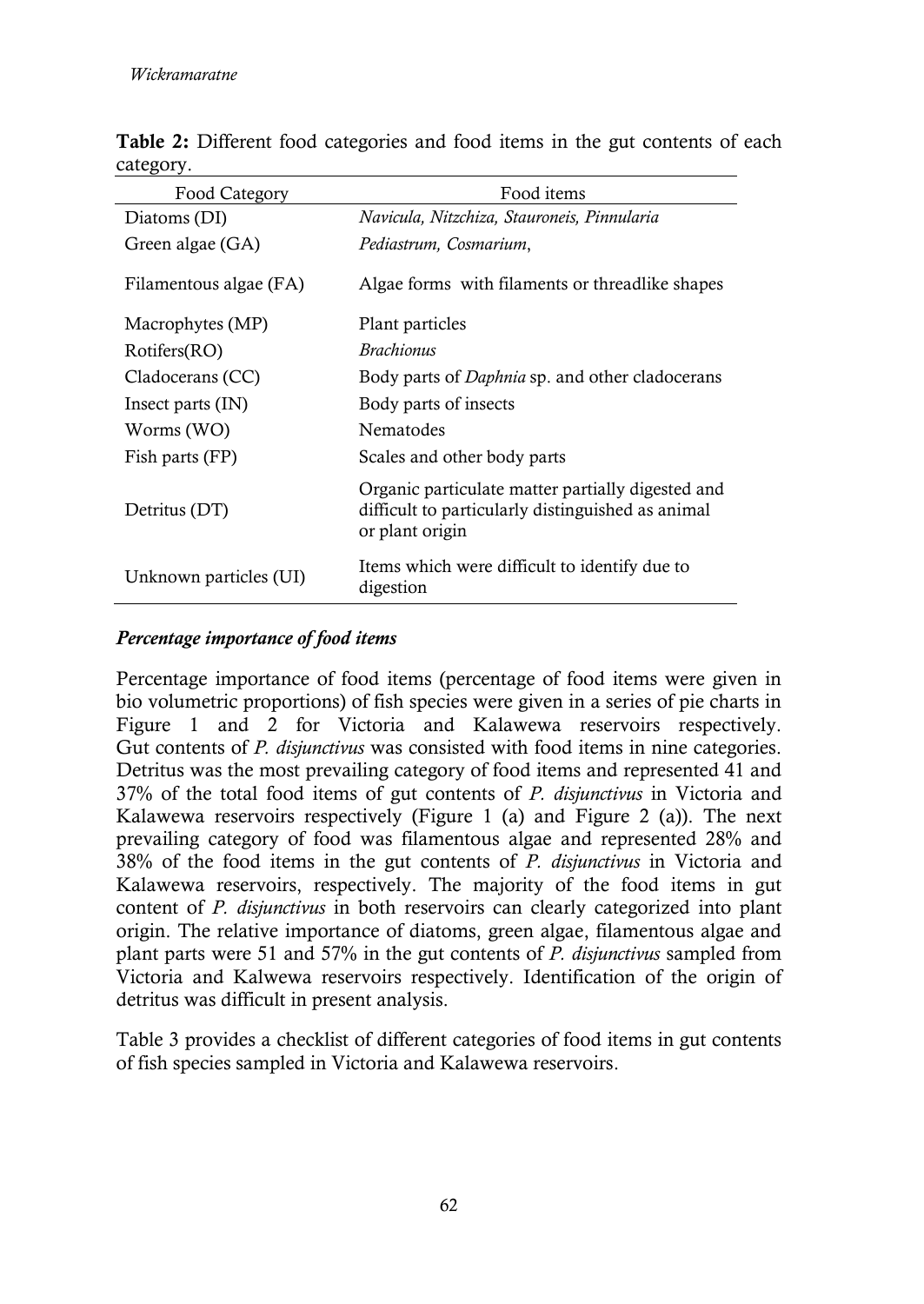**Table 2:** Different food categories and food items in the gut contents of each category.

| Food Category | Food items |
|---|---|
| Diatoms (DI) | *Navicula, Nitzchiza, Stauroneis, Pinnularia* |
| Green algae (GA) | *Pediastrum, Cosmarium*, |
| Filamentous algae (FA) | Algae forms with filaments or threadlike shapes |
| Macrophytes (MP) | Plant particles |
| Rotifers(RO) | *Brachionus* |
| Cladocerans (CC) | Body parts of *Daphnia* sp. and other cladocerans |
| Insect parts (IN) | Body parts of insects |
| Worms (WO) | Nematodes |
| Fish parts (FP) | Scales and other body parts |
| Detritus (DT) | Organic particulate matter partially digested and difficult to particularly distinguished as animal or plant origin |
| Unknown particles (UI) | Items which were difficult to identify due to digestion |

### *Percentage importance of food items*

Percentage importance of food items (percentage of food items were given in bio volumetric proportions) of fish species were given in a series of pie charts in Figure 1 and 2 for Victoria and Kalawewa reservoirs respectively. Gut contents of *P. disjunctivus* was consisted with food items in nine categories. Detritus was the most prevailing category of food items and represented 41 and 37% of the total food items of gut contents of *P. disjunctivus* in Victoria and Kalawewa reservoirs respectively (Figure 1 (a) and Figure 2 (a)). The next prevailing category of food was filamentous algae and represented 28% and 38% of the food items in the gut contents of *P. disjunctivus* in Victoria and Kalawewa reservoirs, respectively. The majority of the food items in gut content of *P. disjunctivus* in both reservoirs can clearly categorized into plant origin. The relative importance of diatoms, green algae, filamentous algae and plant parts were 51 and 57% in the gut contents of *P. disjunctivus* sampled from Victoria and Kalwewa reservoirs respectively. Identification of the origin of detritus was difficult in present analysis.

Table 3 provides a checklist of different categories of food items in gut contents of fish species sampled in Victoria and Kalawewa reservoirs.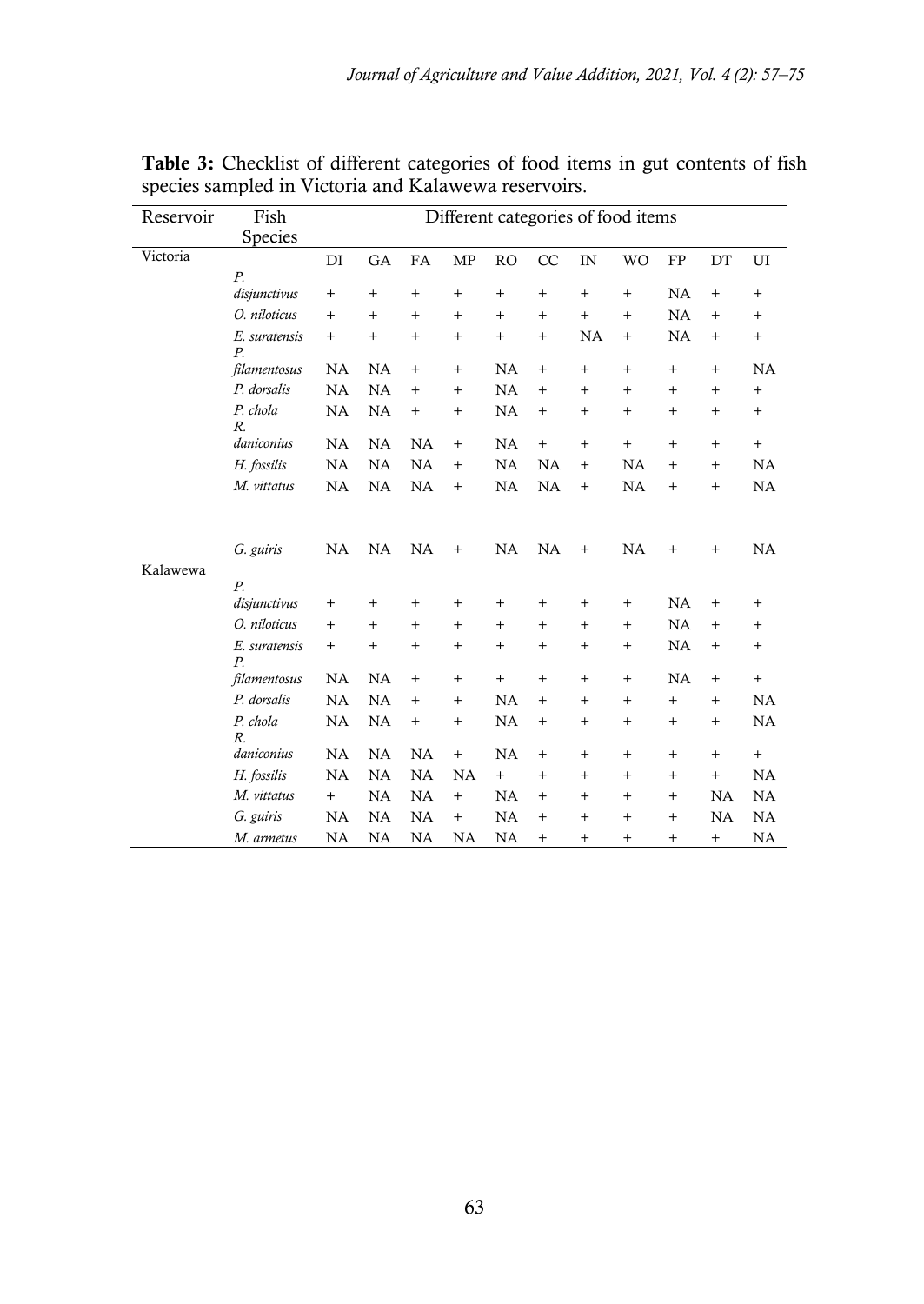**Table 3:** Checklist of different categories of food items in gut contents of fish species sampled in Victoria and Kalawewa reservoirs.

| Reservoir | Fish Species | Different categories of food items | | | | | | | | | | |
|---|---|---|---|---|---|---|---|---|---|---|---|---|
| | | DI | GA | FA | MP | RO | CC | IN | WO | FP | DT | UI |
| Victoria | *P. disjunctivus* | + | + | + | + | + | + | + | + | NA | + | + |
| | *O. niloticus* | + | + | + | + | + | + | + | + | NA | + | + |
| | *E. suratensis* | + | + | + | + | + | + | NA | + | NA | + | + |
| | *P. filamentosus* | NA | NA | + | + | NA | + | + | + | + | + | NA |
| | *P. dorsalis* | NA | NA | + | + | NA | + | + | + | + | + | + |
| | *P. chola* | NA | NA | + | + | NA | + | + | + | + | + | + |
| | *R. daniconius* | NA | NA | NA | + | NA | + | + | + | + | + | + |
| | *H. fossilis* | NA | NA | NA | + | NA | NA | + | NA | + | + | NA |
| | *M. vittatus* | NA | NA | NA | + | NA | NA | + | NA | + | + | NA |
| | *G. guiris* | NA | NA | NA | + | NA | NA | + | NA | + | + | NA |
| Kalawewa | *P. disjunctivus* | + | + | + | + | + | + | + | + | NA | + | + |
| | *O. niloticus* | + | + | + | + | + | + | + | + | NA | + | + |
| | *E. suratensis* | + | + | + | + | + | + | + | + | NA | + | + |
| | *P. filamentosus* | NA | NA | + | + | + | + | + | + | NA | + | + |
| | *P. dorsalis* | NA | NA | + | + | NA | + | + | + | + | + | NA |
| | *P. chola* | NA | NA | + | + | NA | + | + | + | + | + | NA |
| | *R. daniconius* | NA | NA | NA | + | NA | + | + | + | + | + | + |
| | *H. fossilis* | NA | NA | NA | NA | + | + | + | + | + | + | NA |
| | *M. vittatus* | + | NA | NA | + | NA | + | + | + | + | NA | NA |
| | *G. guiris* | NA | NA | NA | + | NA | + | + | + | + | NA | NA |
| | *M. armetus* | NA | NA | NA | NA | NA | + | + | + | + | + | NA |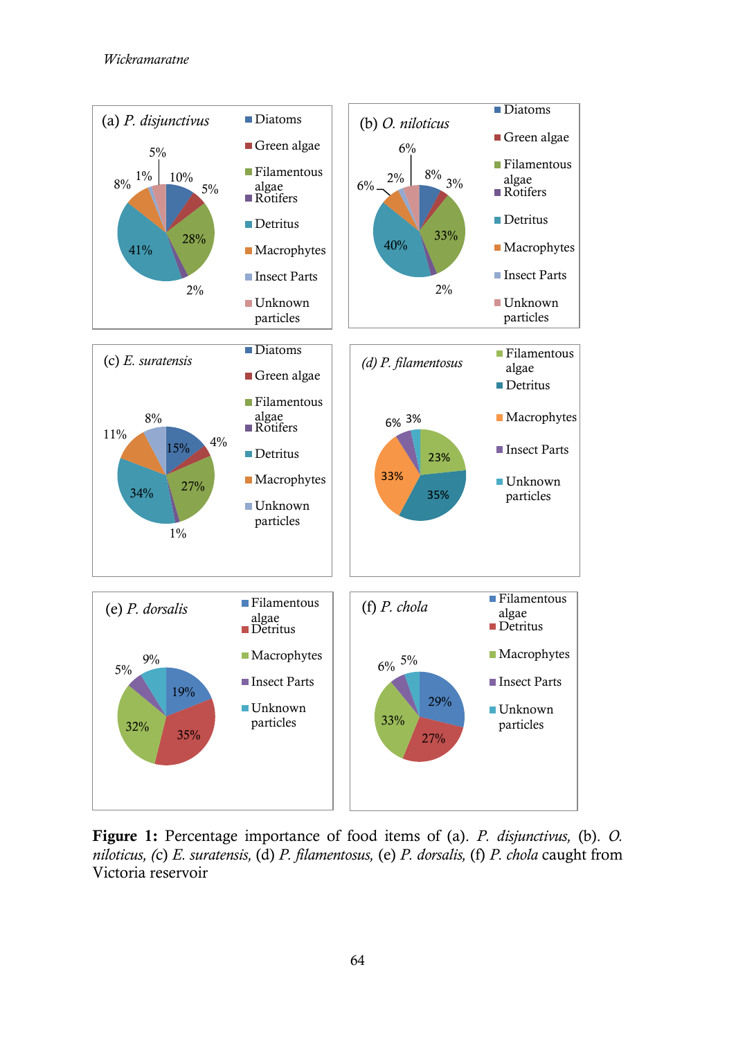(a) *P. disjunctivus*

Diatoms
Green algae
Filamentous algae
Rotifers
Detritus
Macrophytes
Insect Parts
Unknown particles

5%
8% 1% 10%
5%
28%
41%
2%

(b) *O. niloticus*

Diatoms
Green algae
Filamentous algae
Rotifers
Detritus
Macrophytes
Insect Parts
Unknown particles

6%
6% 2% 8% 3%
33%
40%
2%

(c) *E. suratensis*

Diatoms
Green algae
Filamentous algae
Rotifers
Detritus
Macrophytes
Unknown particles

8%
11%
15%
4%
34%
27%
1%

*(d) P. filamentosus*

Filamentous algae
Detritus
Macrophytes
Insect Parts
Unknown particles

6% 3%
23%
33%
35%

(e) *P. dorsalis*

Filamentous algae
Detritus
Macrophytes
Insect Parts
Unknown particles

9%
5%
19%
32%
35%

(f) *P. chola*

Filamentous algae
Detritus
Macrophytes
Insect Parts
Unknown particles

6% 5%
29%
33%
27%

**Figure 1:** Percentage importance of food items of (a). *P. disjunctivus,* (b). *O. niloticus,* (c) *E. suratensis,* (d) *P. filamentosus,* (e) *P. dorsalis,* (f) *P. chola* caught from Victoria reservoir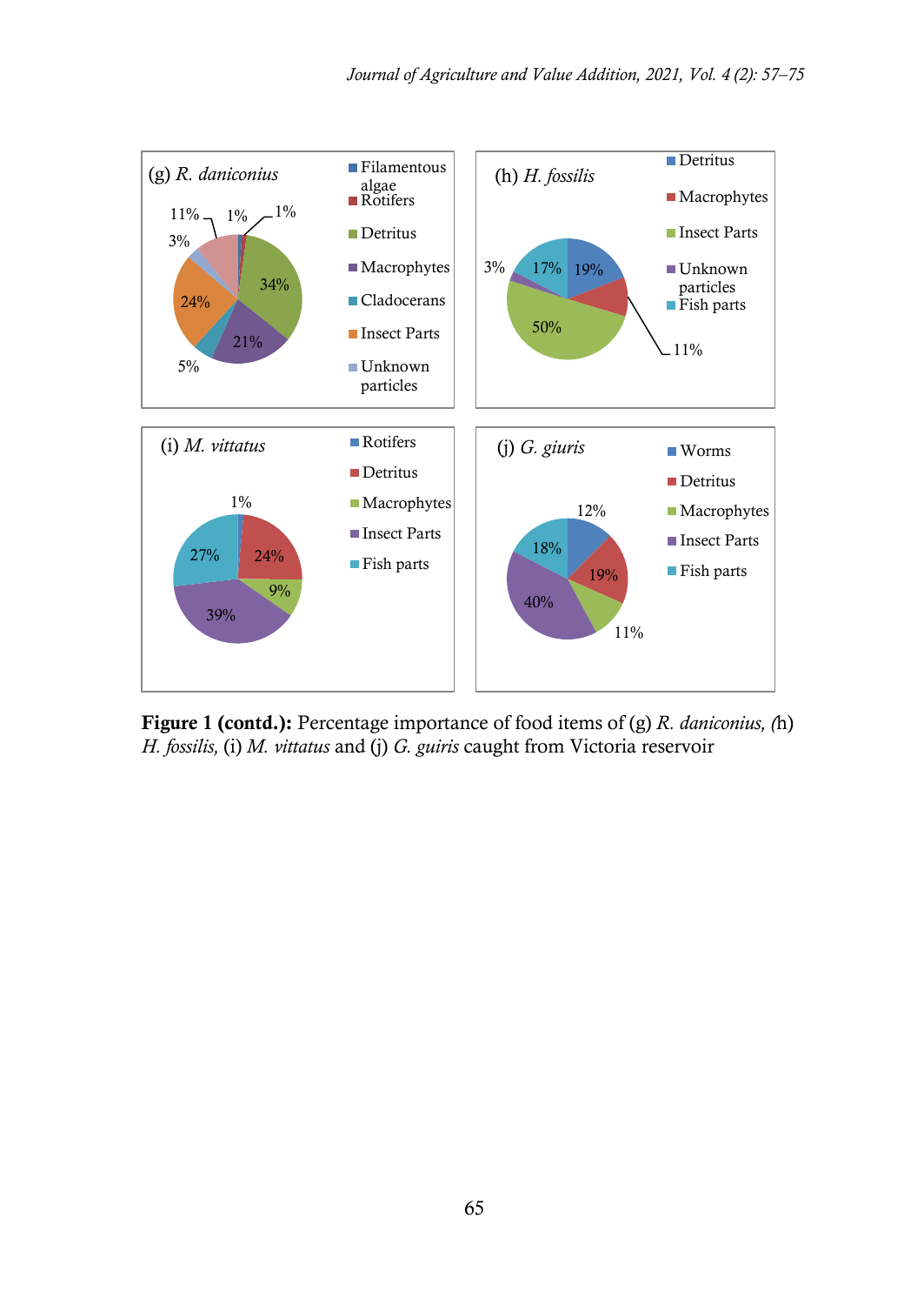(g) *R. daniconius*

Filamentous algae
Rotifers
Detritus
Macrophytes
Cladocerans
Insect Parts
Unknown particles

11%
1%
1%
3%
34%
24%
21%
5%

(h) *H. fossilis*

Detritus
Macrophytes
Insect Parts
Unknown particles
Fish parts

3%
17%
19%
50%
11%

(i) *M. vittatus*

Rotifers
Detritus
Macrophytes
Insect Parts
Fish parts

1%
27%
24%
9%
39%

(j) *G. giuris*

Worms
Detritus
Macrophytes
Insect Parts
Fish parts

12%
18%
19%
40%
11%

**Figure 1 (contd.):** Percentage importance of food items of (g) *R. daniconius,* (h) *H. fossilis,* (i) *M. vittatus* and (j) *G. guiris* caught from Victoria reservoir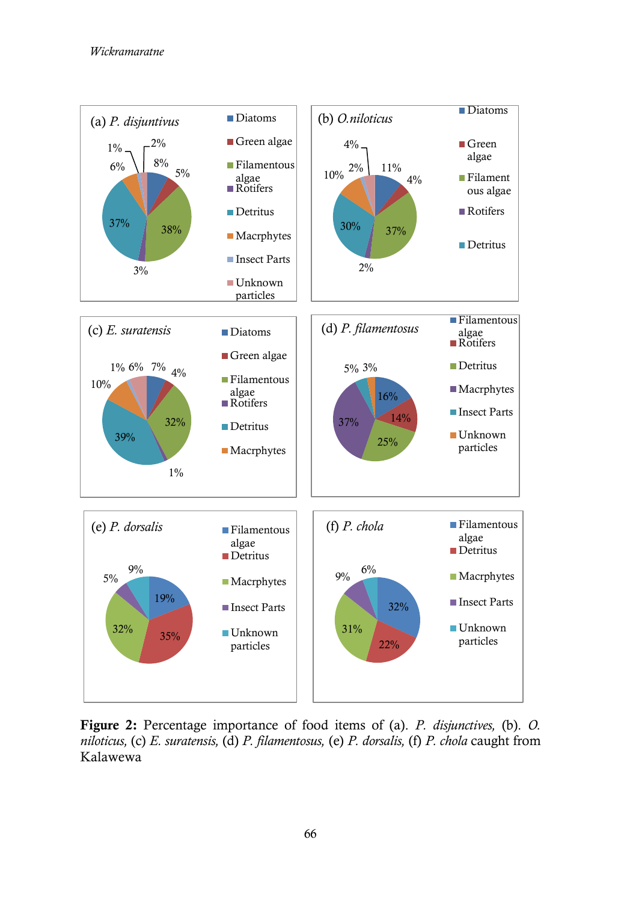(a) *P. disjuntivus*

Diatoms
Green algae
Filamentous algae
Rotifers
Detritus
Macrphytes
Insect Parts
Unknown particles

1% 2% 8% 5% 6% 37% 38% 3%

(b) *O.niloticus*

Diatoms
Green algae
Filament ous algae
Rotifers
Detritus

4% 2% 11% 4% 10% 30% 37% 2%

(c) *E. suratensis*

Diatoms
Green algae
Filamentous algae
Rotifers
Detritus
Macrphytes

1% 6% 7% 4% 10% 32% 39% 1%

(d) *P. filamentosus*

Filamentous algae
Rotifers
Detritus
Macrphytes
Insect Parts
Unknown particles

5% 3% 16% 14% 37% 25%

(e) *P. dorsalis*

Filamentous algae
Detritus
Macrphytes
Insect Parts
Unknown particles

5% 9% 19% 32% 35%

(f) *P. chola*

Filamentous algae
Detritus
Macrphytes
Insect Parts
Unknown particles

9% 6% 32% 31% 22%

**Figure 2:** Percentage importance of food items of (a). *P. disjunctives,* (b). *O. niloticus,* (c) *E. suratensis,* (d) *P. filamentosus,* (e) *P. dorsalis,* (f) *P. chola* caught from Kalawewa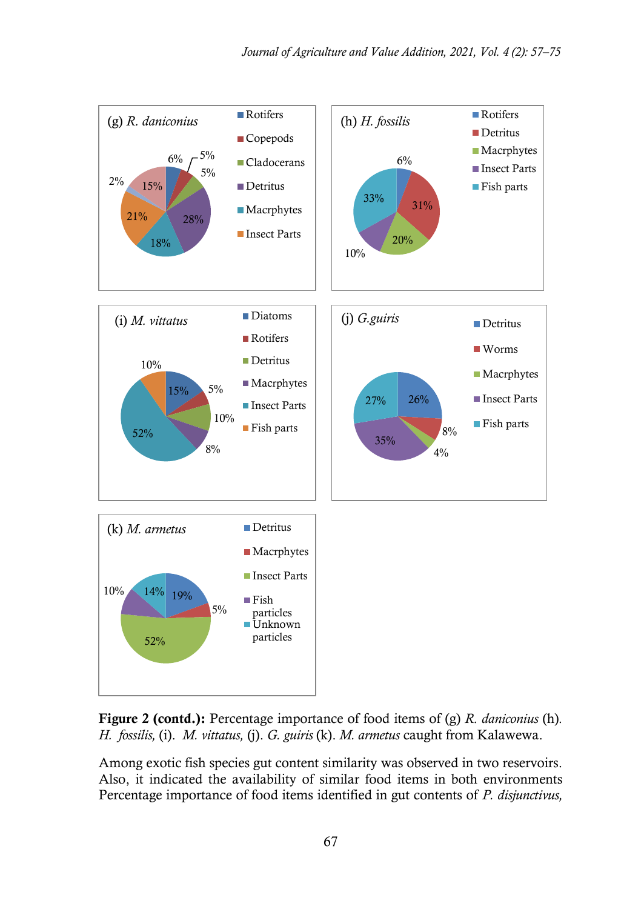(g) *R. daniconius*

Rotifers
Copepods
Cladocerans
Detritus
Macrphytes
Insect Parts

6%
5%
5%
2%
15%
21%
28%
18%

(h) *H. fossilis*

Rotifers
Detritus
Macrphytes
Insect Parts
Fish parts

6%
33%
31%
20%
10%

(i) *M. vittatus*

Diatoms
Rotifers
Detritus
Macrphytes
Insect Parts
Fish parts

10%
15%
5%
10%
52%
8%

(j) *G.guiris*

Detritus
Worms
Macrphytes
Insect Parts
Fish parts

27%
26%
8%
35%
4%

(k) *M. armetus*

Detritus
Macrphytes
Insect Parts
Fish particles
Unknown particles

10%
14%
19%
5%
52%

**Figure 2 (contd.):** Percentage importance of food items of (g) *R. daniconius* (h). *H. fossilis,* (i). *M. vittatus,* (j). *G. guiris* (k). *M. armetus* caught from Kalawewa.

Among exotic fish species gut content similarity was observed in two reservoirs. Also, it indicated the availability of similar food items in both environments Percentage importance of food items identified in gut contents of *P. disjunctivus,*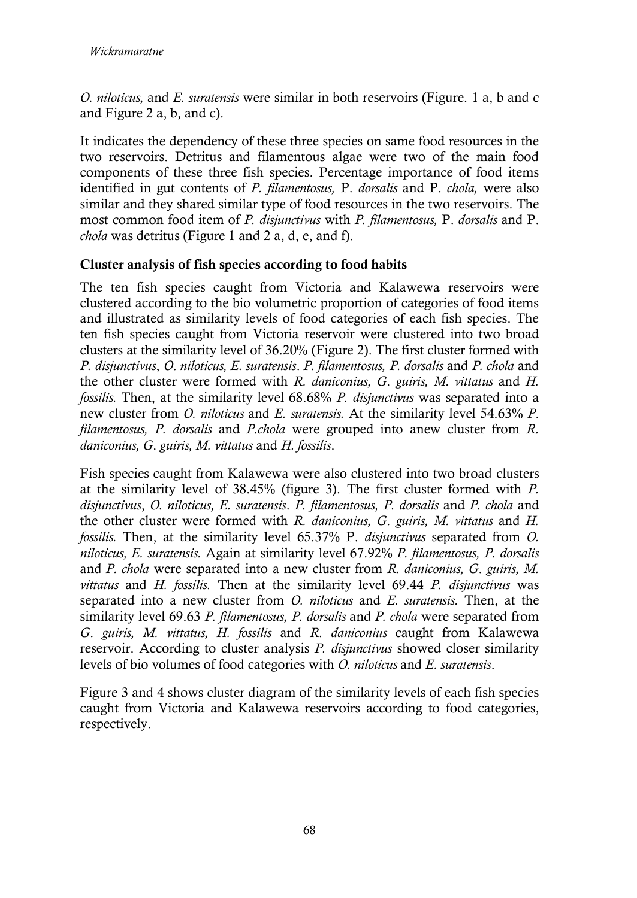*O. niloticus,* and *E. suratensis* were similar in both reservoirs (Figure. 1 a, b and c and Figure 2 a, b, and c).

It indicates the dependency of these three species on same food resources in the two reservoirs. Detritus and filamentous algae were two of the main food components of these three fish species. Percentage importance of food items identified in gut contents of *P. filamentosus,* P. *dorsalis* and P. *chola,* were also similar and they shared similar type of food resources in the two reservoirs. The most common food item of *P. disjunctivus* with *P. filamentosus,* P. *dorsalis* and P. *chola* was detritus (Figure 1 and 2 a, d, e, and f).

**Cluster analysis of fish species according to food habits**

The ten fish species caught from Victoria and Kalawewa reservoirs were clustered according to the bio volumetric proportion of categories of food items and illustrated as similarity levels of food categories of each fish species. The ten fish species caught from Victoria reservoir were clustered into two broad clusters at the similarity level of 36.20% (Figure 2). The first cluster formed with *P. disjunctivus*, *O. niloticus, E. suratensis*. *P. filamentosus, P. dorsalis* and *P. chola* and the other cluster were formed with *R. daniconius, G. guiris, M. vittatus* and *H. fossilis.* Then, at the similarity level 68.68% *P. disjunctivus* was separated into a new cluster from *O. niloticus* and *E. suratensis.* At the similarity level 54.63% *P. filamentosus, P. dorsalis* and *P.chola* were grouped into anew cluster from *R. daniconius, G. guiris, M. vittatus* and *H. fossilis*.

Fish species caught from Kalawewa were also clustered into two broad clusters at the similarity level of 38.45% (figure 3). The first cluster formed with *P. disjunctivus*, *O. niloticus, E. suratensis*. *P. filamentosus, P. dorsalis* and *P. chola* and the other cluster were formed with *R. daniconius, G. guiris, M. vittatus* and *H. fossilis.* Then, at the similarity level 65.37% P. *disjunctivus* separated from *O. niloticus, E. suratensis.* Again at similarity level 67.92% *P. filamentosus, P. dorsalis* and *P. chola* were separated into a new cluster from *R. daniconius, G. guiris, M. vittatus* and *H. fossilis.* Then at the similarity level 69.44 *P. disjunctivus* was separated into a new cluster from *O. niloticus* and *E. suratensis.* Then, at the similarity level 69.63 *P. filamentosus, P. dorsalis* and *P. chola* were separated from *G. guiris, M. vittatus, H. fossilis* and *R. daniconius* caught from Kalawewa reservoir. According to cluster analysis *P. disjunctivus* showed closer similarity levels of bio volumes of food categories with *O. niloticus* and *E. suratensis*.

Figure 3 and 4 shows cluster diagram of the similarity levels of each fish species caught from Victoria and Kalawewa reservoirs according to food categories, respectively.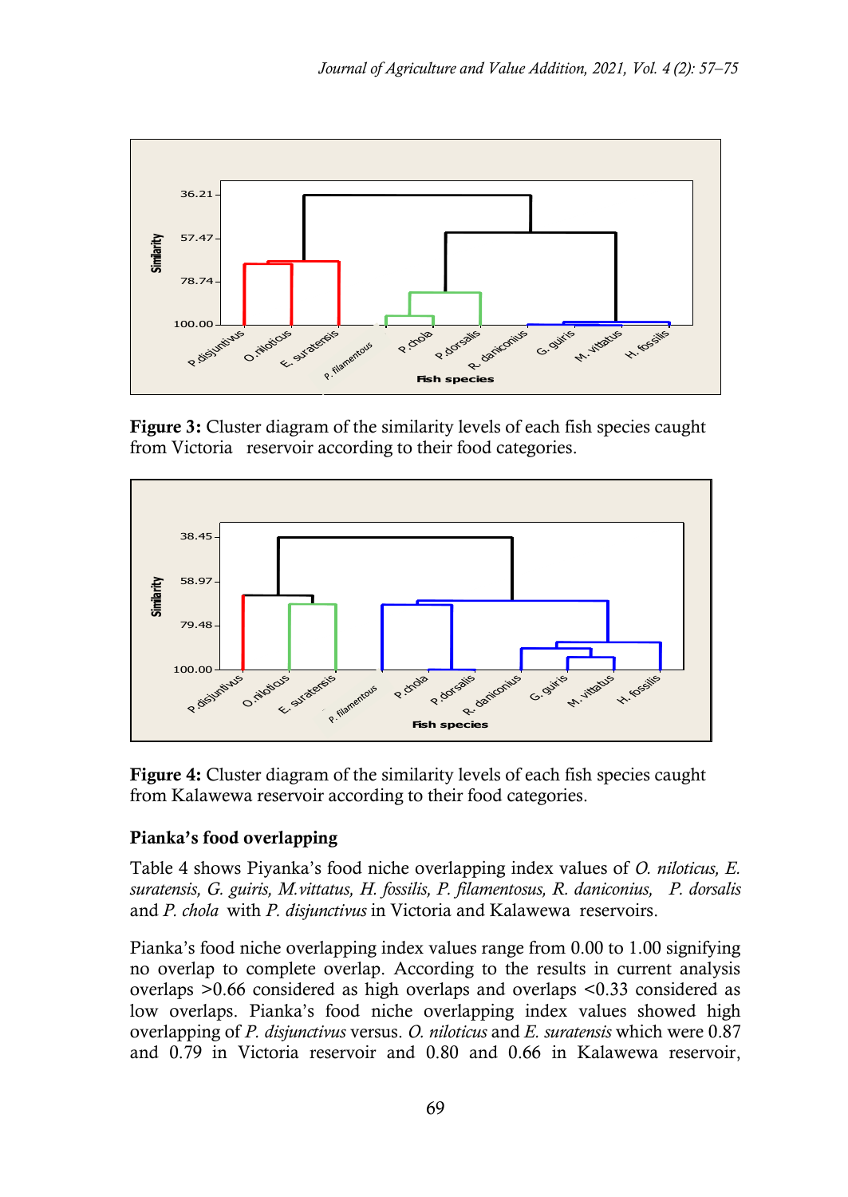Similarity

36.21

57.47

78.74

100.00

P.disjuntivus O.niloticus E. suratensis P. filamentous P.chola P.dorsalis R. daniconius G. guiris M. vittatus H. fossilis

Fish species

**Figure 3:** Cluster diagram of the similarity levels of each fish species caught from Victoria reservoir according to their food categories.

Similarity

38.45

58.97

79.48

100.00

P.disjuntivus O.niloticus E. suratensis P. filamentous P.chola P.dorsalis R. daniconius G. guiris M. vittatus H. fossilis

Fish species

**Figure 4:** Cluster diagram of the similarity levels of each fish species caught from Kalawewa reservoir according to their food categories.

### Pianka's food overlapping

Table 4 shows Piyanka's food niche overlapping index values of *O. niloticus, E. suratensis, G. guiris, M.vittatus, H. fossilis, P. filamentosus, R. daniconius, P. dorsalis* and *P. chola* with *P. disjunctivus* in Victoria and Kalawewa reservoirs.

Pianka's food niche overlapping index values range from 0.00 to 1.00 signifying no overlap to complete overlap. According to the results in current analysis overlaps >0.66 considered as high overlaps and overlaps <0.33 considered as low overlaps. Pianka's food niche overlapping index values showed high overlapping of *P. disjunctivus* versus. *O. niloticus* and *E. suratensis* which were 0.87 and 0.79 in Victoria reservoir and 0.80 and 0.66 in Kalawewa reservoir,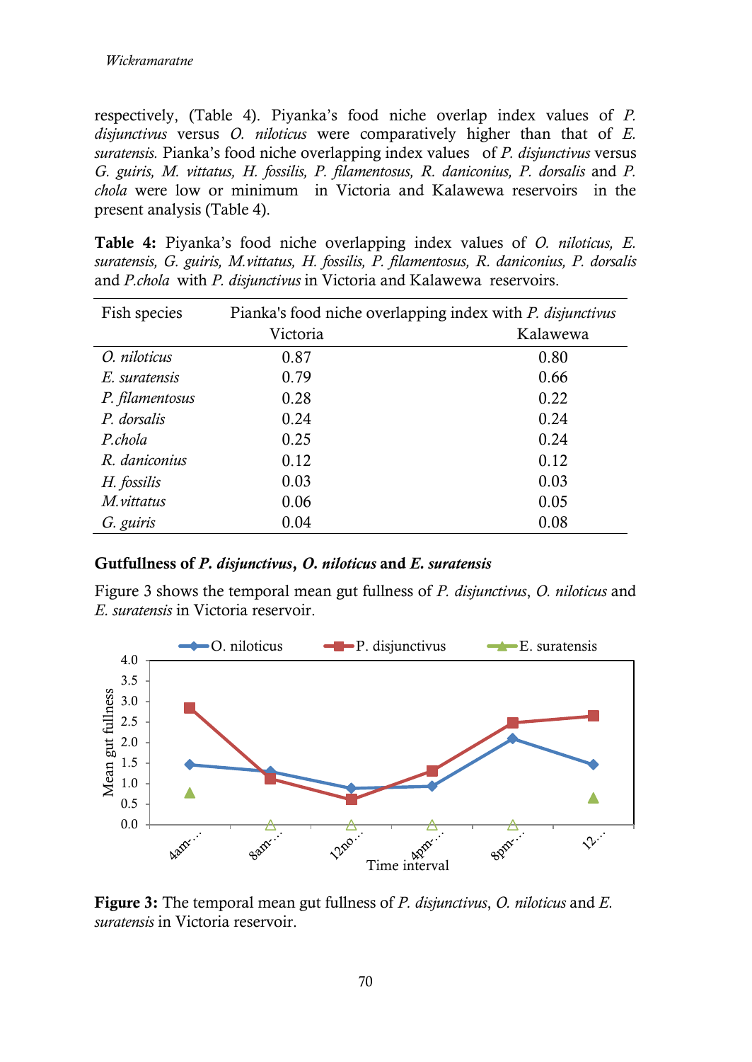respectively, (Table 4). Piyanka's food niche overlap index values of *P. disjunctivus* versus *O. niloticus* were comparatively higher than that of *E. suratensis.* Pianka's food niche overlapping index values of *P. disjunctivus* versus *G. guiris, M. vittatus, H. fossilis, P. filamentosus, R. daniconius, P. dorsalis* and *P. chola* were low or minimum in Victoria and Kalawewa reservoirs in the present analysis (Table 4).

**Table 4:** Piyanka's food niche overlapping index values of *O. niloticus, E. suratensis, G. guiris, M.vittatus, H. fossilis, P. filamentosus, R. daniconius, P. dorsalis* and *P.chola* with *P. disjunctivus* in Victoria and Kalawewa reservoirs.

| Fish species | Pianka's food niche overlapping index with *P. disjunctivus* | |
|---|---|---|
| | Victoria | Kalawewa |
| *O. niloticus* | 0.87 | 0.80 |
| *E. suratensis* | 0.79 | 0.66 |
| *P. filamentosus* | 0.28 | 0.22 |
| *P. dorsalis* | 0.24 | 0.24 |
| *P.chola* | 0.25 | 0.24 |
| *R. daniconius* | 0.12 | 0.12 |
| *H. fossilis* | 0.03 | 0.03 |
| *M.vittatus* | 0.06 | 0.05 |
| *G. guiris* | 0.04 | 0.08 |

### Gutfullness of *P. disjunctivus*, *O. niloticus* and *E. suratensis*

Figure 3 shows the temporal mean gut fullness of *P. disjunctivus*, *O. niloticus* and *E. suratensis* in Victoria reservoir.

O. niloticus
P. disjunctivus
E. suratensis
Mean gut fullness
4.0
3.5
3.0
2.5
2.0
1.5
1.0
0.5
0.0
4am-...
8am-...
12no...
4pm-...
8pm-...
12...
Time interval

**Figure 3:** The temporal mean gut fullness of *P. disjunctivus*, *O. niloticus* and *E. suratensis* in Victoria reservoir.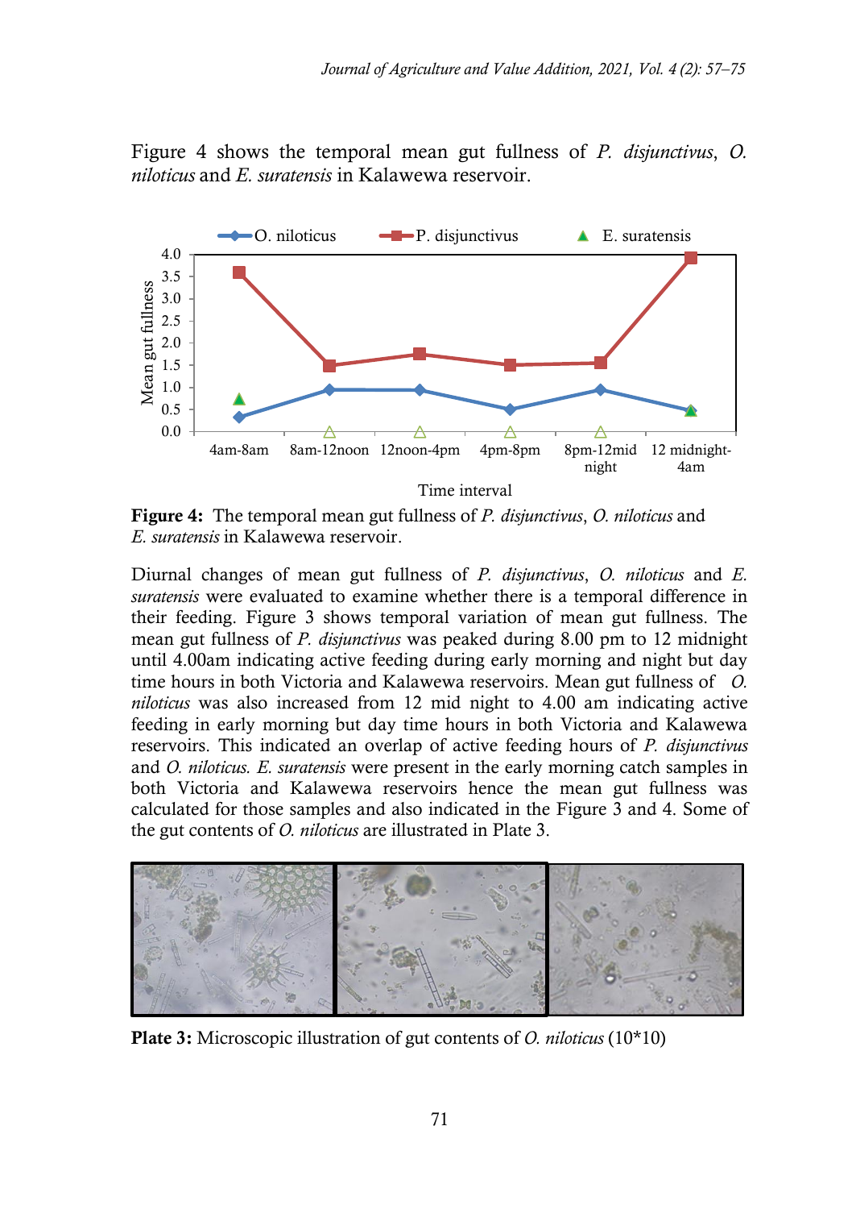Figure 4 shows the temporal mean gut fullness of *P. disjunctivus*, *O. niloticus* and *E. suratensis* in Kalawewa reservoir.

O. niloticus
P. disjunctivus
E. suratensis

Mean gut fullness

4.0
3.5
3.0
2.5
2.0
1.5
1.0
0.5
0.0

4am-8am
8am-12noon
12noon-4pm
4pm-8pm
8pm-12mid night
12 midnight-4am

Time interval

**Figure 4:** The temporal mean gut fullness of *P. disjunctivus*, *O. niloticus* and *E. suratensis* in Kalawewa reservoir.

Diurnal changes of mean gut fullness of *P. disjunctivus*, *O. niloticus* and *E. suratensis* were evaluated to examine whether there is a temporal difference in their feeding. Figure 3 shows temporal variation of mean gut fullness. The mean gut fullness of *P. disjunctivus* was peaked during 8.00 pm to 12 midnight until 4.00am indicating active feeding during early morning and night but day time hours in both Victoria and Kalawewa reservoirs. Mean gut fullness of *O. niloticus* was also increased from 12 mid night to 4.00 am indicating active feeding in early morning but day time hours in both Victoria and Kalawewa reservoirs. This indicated an overlap of active feeding hours of *P. disjunctivus* and *O. niloticus. E. suratensis* were present in the early morning catch samples in both Victoria and Kalawewa reservoirs hence the mean gut fullness was calculated for those samples and also indicated in the Figure 3 and 4. Some of the gut contents of *O. niloticus* are illustrated in Plate 3.

**Plate 3:** Microscopic illustration of gut contents of *O. niloticus* (10*10)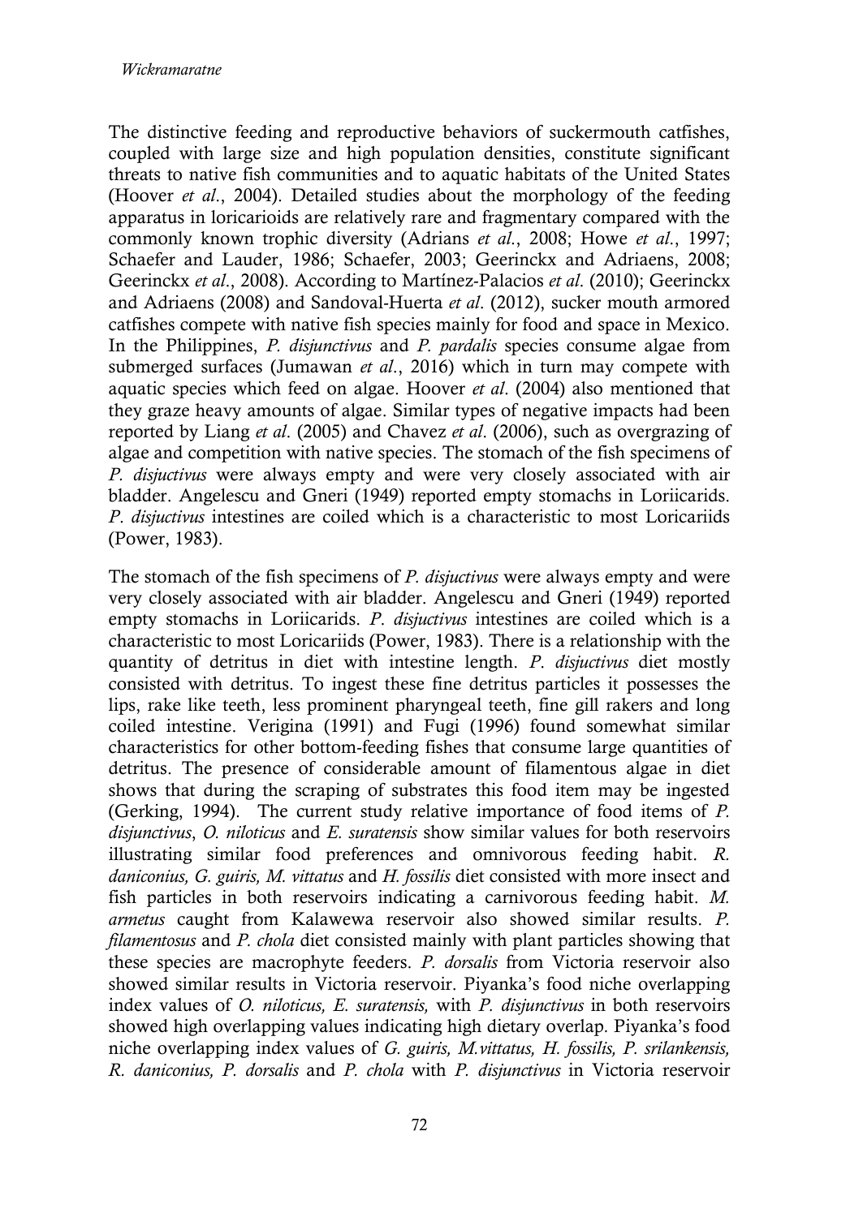The distinctive feeding and reproductive behaviors of suckermouth catfishes, coupled with large size and high population densities, constitute significant threats to native fish communities and to aquatic habitats of the United States (Hoover *et al*., 2004). Detailed studies about the morphology of the feeding apparatus in loricarioids are relatively rare and fragmentary compared with the commonly known trophic diversity (Adrians *et al*., 2008; Howe *et al*., 1997; Schaefer and Lauder, 1986; Schaefer, 2003; Geerinckx and Adriaens, 2008; Geerinckx *et al*., 2008). According to Martínez-Palacios *et al*. (2010); Geerinckx and Adriaens (2008) and Sandoval-Huerta *et al*. (2012), sucker mouth armored catfishes compete with native fish species mainly for food and space in Mexico. In the Philippines, *P. disjunctivus* and *P. pardalis* species consume algae from submerged surfaces (Jumawan *et al*., 2016) which in turn may compete with aquatic species which feed on algae. Hoover *et al*. (2004) also mentioned that they graze heavy amounts of algae. Similar types of negative impacts had been reported by Liang *et al*. (2005) and Chavez *et al*. (2006), such as overgrazing of algae and competition with native species. The stomach of the fish specimens of *P. disjuctivus* were always empty and were very closely associated with air bladder. Angelescu and Gneri (1949) reported empty stomachs in Loriicarids. *P. disjuctivus* intestines are coiled which is a characteristic to most Loricariids (Power, 1983).

The stomach of the fish specimens of *P. disjuctivus* were always empty and were very closely associated with air bladder. Angelescu and Gneri (1949) reported empty stomachs in Loriicarids. *P. disjuctivus* intestines are coiled which is a characteristic to most Loricariids (Power, 1983). There is a relationship with the quantity of detritus in diet with intestine length. *P. disjuctivus* diet mostly consisted with detritus. To ingest these fine detritus particles it possesses the lips, rake like teeth, less prominent pharyngeal teeth, fine gill rakers and long coiled intestine. Verigina (1991) and Fugi (1996) found somewhat similar characteristics for other bottom-feeding fishes that consume large quantities of detritus. The presence of considerable amount of filamentous algae in diet shows that during the scraping of substrates this food item may be ingested (Gerking, 1994). The current study relative importance of food items of *P. disjunctivus*, *O. niloticus* and *E. suratensis* show similar values for both reservoirs illustrating similar food preferences and omnivorous feeding habit. *R. daniconius, G. guiris, M. vittatus* and *H. fossilis* diet consisted with more insect and fish particles in both reservoirs indicating a carnivorous feeding habit. *M. armetus* caught from Kalawewa reservoir also showed similar results. *P. filamentosus* and *P. chola* diet consisted mainly with plant particles showing that these species are macrophyte feeders. *P. dorsalis* from Victoria reservoir also showed similar results in Victoria reservoir. Piyanka's food niche overlapping index values of *O. niloticus, E. suratensis,* with *P. disjunctivus* in both reservoirs showed high overlapping values indicating high dietary overlap. Piyanka's food niche overlapping index values of *G. guiris, M.vittatus, H. fossilis, P. srilankensis, R. daniconius, P. dorsalis* and *P. chola* with *P. disjunctivus* in Victoria reservoir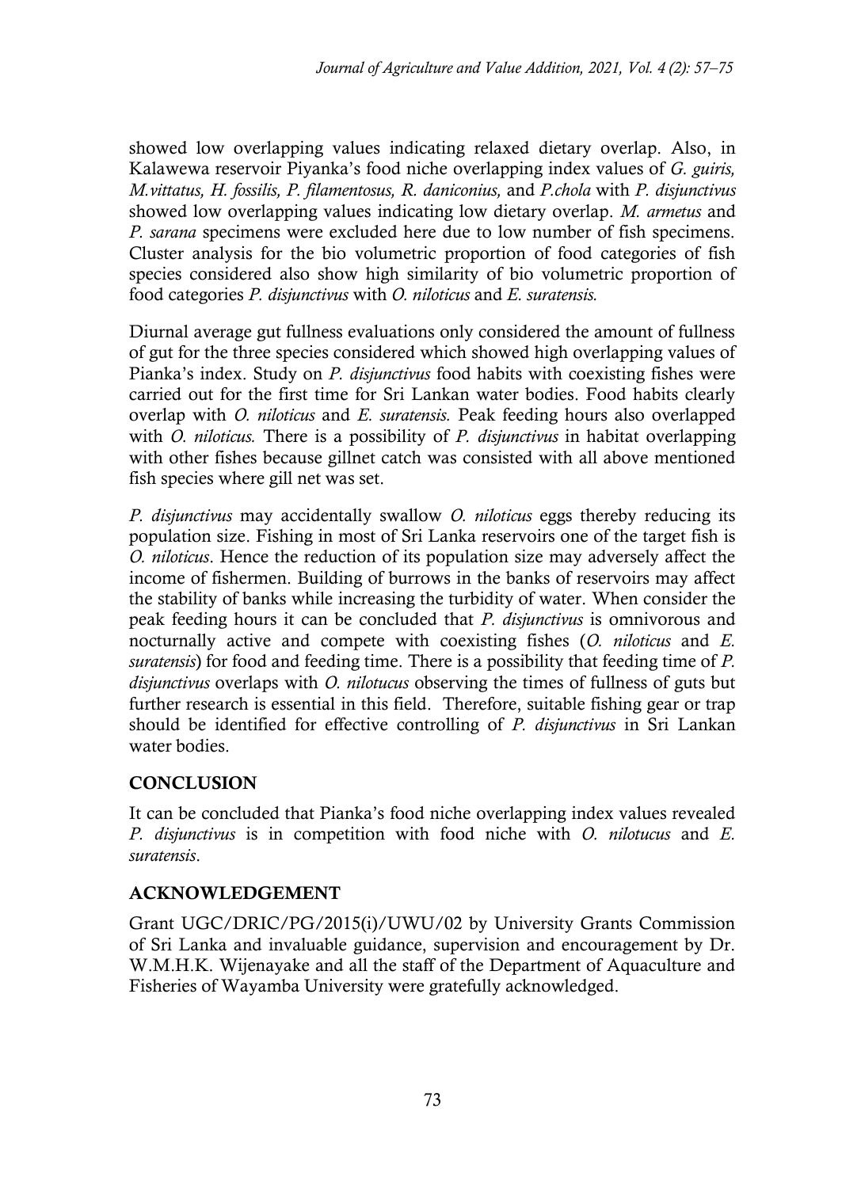showed low overlapping values indicating relaxed dietary overlap. Also, in Kalawewa reservoir Piyanka's food niche overlapping index values of *G. guiris, M.vittatus, H. fossilis, P. filamentosus, R. daniconius,* and *P.chola* with *P. disjunctivus* showed low overlapping values indicating low dietary overlap. *M. armetus* and *P. sarana* specimens were excluded here due to low number of fish specimens. Cluster analysis for the bio volumetric proportion of food categories of fish species considered also show high similarity of bio volumetric proportion of food categories *P. disjunctivus* with *O. niloticus* and *E. suratensis.*

Diurnal average gut fullness evaluations only considered the amount of fullness of gut for the three species considered which showed high overlapping values of Pianka's index. Study on *P. disjunctivus* food habits with coexisting fishes were carried out for the first time for Sri Lankan water bodies. Food habits clearly overlap with *O. niloticus* and *E. suratensis.* Peak feeding hours also overlapped with *O. niloticus.* There is a possibility of *P. disjunctivus* in habitat overlapping with other fishes because gillnet catch was consisted with all above mentioned fish species where gill net was set.

*P. disjunctivus* may accidentally swallow *O. niloticus* eggs thereby reducing its population size. Fishing in most of Sri Lanka reservoirs one of the target fish is *O. niloticus*. Hence the reduction of its population size may adversely affect the income of fishermen. Building of burrows in the banks of reservoirs may affect the stability of banks while increasing the turbidity of water. When consider the peak feeding hours it can be concluded that *P. disjunctivus* is omnivorous and nocturnally active and compete with coexisting fishes (*O. niloticus* and *E. suratensis*) for food and feeding time. There is a possibility that feeding time of *P. disjunctivus* overlaps with *O. nilotucus* observing the times of fullness of guts but further research is essential in this field. Therefore, suitable fishing gear or trap should be identified for effective controlling of *P. disjunctivus* in Sri Lankan water bodies.

## CONCLUSION

It can be concluded that Pianka's food niche overlapping index values revealed *P. disjunctivus* is in competition with food niche with *O. nilotucus* and *E. suratensis*.

## ACKNOWLEDGEMENT

Grant UGC/DRIC/PG/2015(i)/UWU/02 by University Grants Commission of Sri Lanka and invaluable guidance, supervision and encouragement by Dr. W.M.H.K. Wijenayake and all the staff of the Department of Aquaculture and Fisheries of Wayamba University were gratefully acknowledged.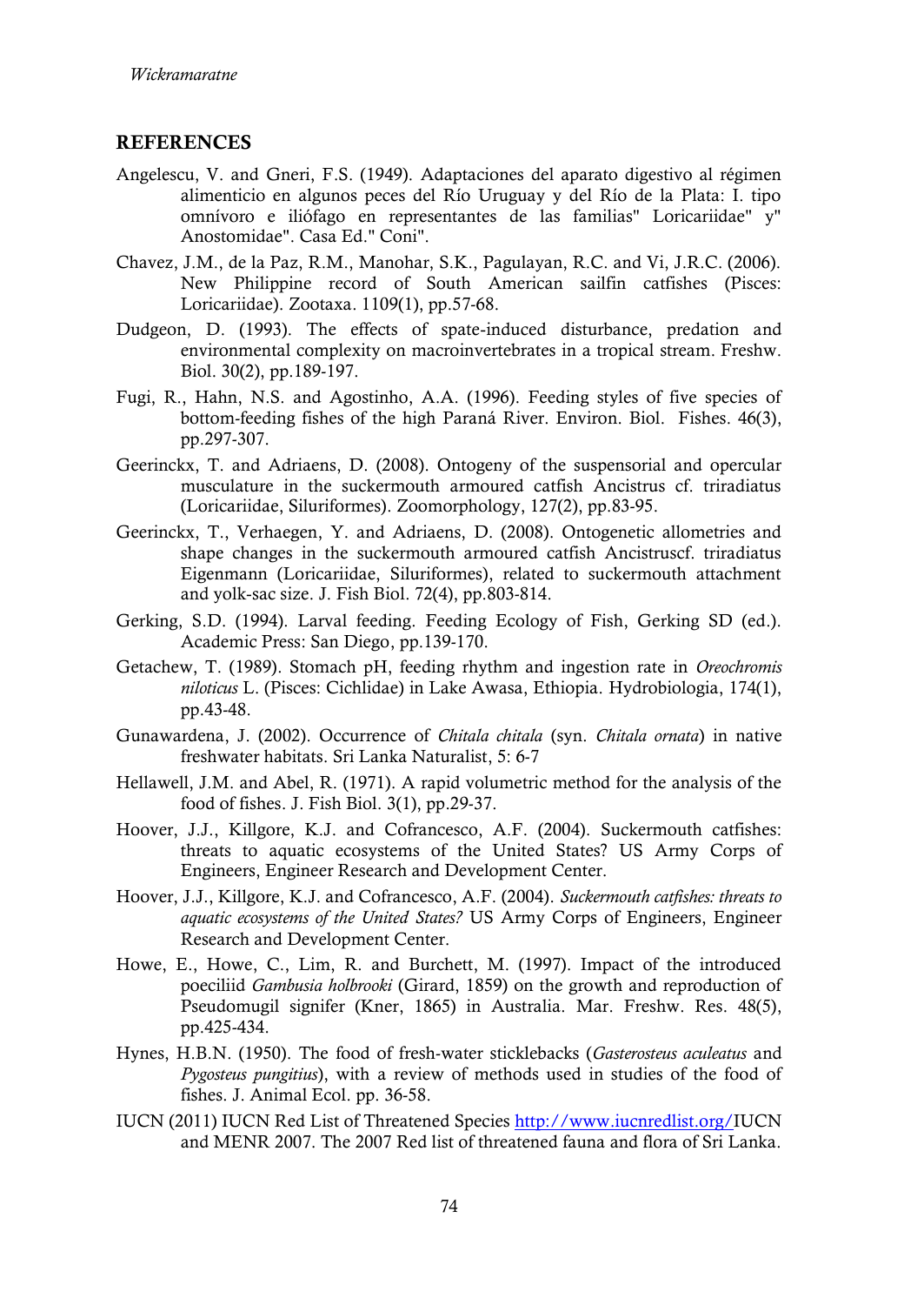## REFERENCES

Angelescu, V. and Gneri, F.S. (1949). Adaptaciones del aparato digestivo al régimen alimenticio en algunos peces del Río Uruguay y del Río de la Plata: I. tipo omnívoro e iliófago en representantes de las familias" Loricariidae" y" Anostomidae". Casa Ed." Coni".

Chavez, J.M., de la Paz, R.M., Manohar, S.K., Pagulayan, R.C. and Vi, J.R.C. (2006). New Philippine record of South American sailfin catfishes (Pisces: Loricariidae). Zootaxa. 1109(1), pp.57-68.

Dudgeon, D. (1993). The effects of spate-induced disturbance, predation and environmental complexity on macroinvertebrates in a tropical stream. Freshw. Biol. 30(2), pp.189-197.

Fugi, R., Hahn, N.S. and Agostinho, A.A. (1996). Feeding styles of five species of bottom-feeding fishes of the high Paraná River. Environ. Biol. Fishes. 46(3), pp.297-307.

Geerinckx, T. and Adriaens, D. (2008). Ontogeny of the suspensorial and opercular musculature in the suckermouth armoured catfish Ancistrus cf. triradiatus (Loricariidae, Siluriformes). Zoomorphology, 127(2), pp.83-95.

Geerinckx, T., Verhaegen, Y. and Adriaens, D. (2008). Ontogenetic allometries and shape changes in the suckermouth armoured catfish Ancistruscf. triradiatus Eigenmann (Loricariidae, Siluriformes), related to suckermouth attachment and yolk-sac size. J. Fish Biol. 72(4), pp.803-814.

Gerking, S.D. (1994). Larval feeding. Feeding Ecology of Fish, Gerking SD (ed.). Academic Press: San Diego, pp.139-170.

Getachew, T. (1989). Stomach pH, feeding rhythm and ingestion rate in *Oreochromis niloticus* L. (Pisces: Cichlidae) in Lake Awasa, Ethiopia. Hydrobiologia, 174(1), pp.43-48.

Gunawardena, J. (2002). Occurrence of *Chitala chitala* (syn. *Chitala ornata*) in native freshwater habitats. Sri Lanka Naturalist, 5: 6-7

Hellawell, J.M. and Abel, R. (1971). A rapid volumetric method for the analysis of the food of fishes. J. Fish Biol. 3(1), pp.29-37.

Hoover, J.J., Killgore, K.J. and Cofrancesco, A.F. (2004). Suckermouth catfishes: threats to aquatic ecosystems of the United States? US Army Corps of Engineers, Engineer Research and Development Center.

Hoover, J.J., Killgore, K.J. and Cofrancesco, A.F. (2004). *Suckermouth catfishes: threats to aquatic ecosystems of the United States?* US Army Corps of Engineers, Engineer Research and Development Center.

Howe, E., Howe, C., Lim, R. and Burchett, M. (1997). Impact of the introduced poeciliid *Gambusia holbrooki* (Girard, 1859) on the growth and reproduction of Pseudomugil signifer (Kner, 1865) in Australia. Mar. Freshw. Res. 48(5), pp.425-434.

Hynes, H.B.N. (1950). The food of fresh-water sticklebacks (*Gasterosteus aculeatus* and *Pygosteus pungitius*), with a review of methods used in studies of the food of fishes. J. Animal Ecol. pp. 36-58.

IUCN (2011) IUCN Red List of Threatened Species http://www.iucnredlist.org/IUCN and MENR 2007. The 2007 Red list of threatened fauna and flora of Sri Lanka.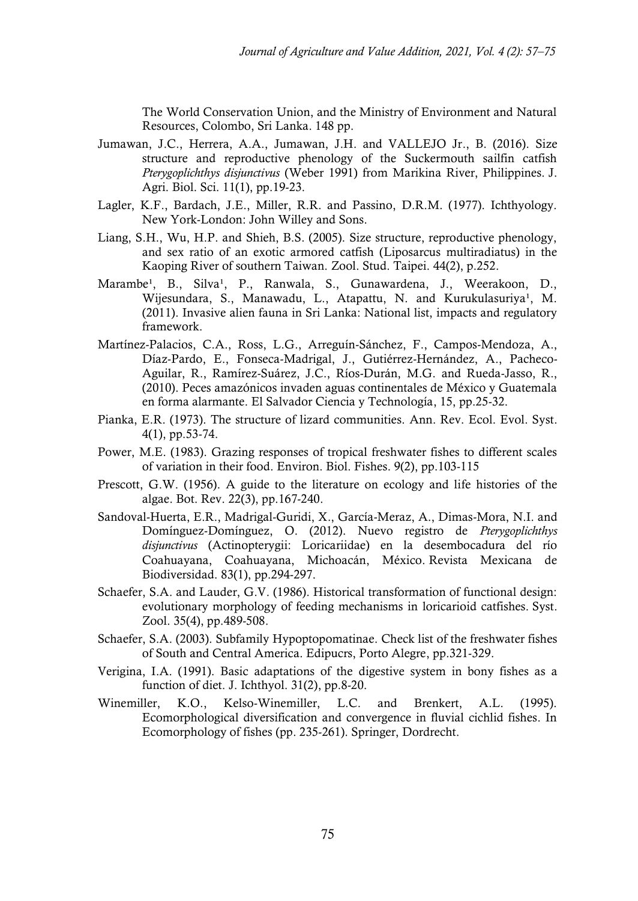The World Conservation Union, and the Ministry of Environment and Natural Resources, Colombo, Sri Lanka. 148 pp.

Jumawan, J.C., Herrera, A.A., Jumawan, J.H. and VALLEJO Jr., B. (2016). Size structure and reproductive phenology of the Suckermouth sailfin catfish *Pterygoplichthys disjunctivus* (Weber 1991) from Marikina River, Philippines. J. Agri. Biol. Sci. 11(1), pp.19-23.

Lagler, K.F., Bardach, J.E., Miller, R.R. and Passino, D.R.M. (1977). Ichthyology. New York-London: John Willey and Sons.

Liang, S.H., Wu, H.P. and Shieh, B.S. (2005). Size structure, reproductive phenology, and sex ratio of an exotic armored catfish (Liposarcus multiradiatus) in the Kaoping River of southern Taiwan. Zool. Stud. Taipei. 44(2), p.252.

Marambe[1], B., Silva[1], P., Ranwala, S., Gunawardena, J., Weerakoon, D., Wijesundara, S., Manawadu, L., Atapattu, N. and Kurukulasuriya[1], M. (2011). Invasive alien fauna in Sri Lanka: National list, impacts and regulatory framework.

Martínez-Palacios, C.A., Ross, L.G., Arreguín-Sánchez, F., Campos-Mendoza, A., Díaz-Pardo, E., Fonseca-Madrigal, J., Gutiérrez-Hernández, A., Pacheco-Aguilar, R., Ramírez-Suárez, J.C., Ríos-Durán, M.G. and Rueda-Jasso, R., (2010). Peces amazónicos invaden aguas continentales de México y Guatemala en forma alarmante. El Salvador Ciencia y Technología, 15, pp.25-32.

Pianka, E.R. (1973). The structure of lizard communities. Ann. Rev. Ecol. Evol. Syst. 4(1), pp.53-74.

Power, M.E. (1983). Grazing responses of tropical freshwater fishes to different scales of variation in their food. Environ. Biol. Fishes. 9(2), pp.103-115

Prescott, G.W. (1956). A guide to the literature on ecology and life histories of the algae. Bot. Rev. 22(3), pp.167-240.

Sandoval-Huerta, E.R., Madrigal-Guridi, X., García-Meraz, A., Dimas-Mora, N.I. and Domínguez-Domínguez, O. (2012). Nuevo registro de *Pterygoplichthys disjunctivus* (Actinopterygii: Loricariidae) en la desembocadura del río Coahuayana, Coahuayana, Michoacán, México. Revista Mexicana de Biodiversidad. 83(1), pp.294-297.

Schaefer, S.A. and Lauder, G.V. (1986). Historical transformation of functional design: evolutionary morphology of feeding mechanisms in loricarioid catfishes. Syst. Zool. 35(4), pp.489-508.

Schaefer, S.A. (2003). Subfamily Hypoptopomatinae. Check list of the freshwater fishes of South and Central America. Edipucrs, Porto Alegre, pp.321-329.

Verigina, I.A. (1991). Basic adaptations of the digestive system in bony fishes as a function of diet. J. Ichthyol. 31(2), pp.8-20.

Winemiller, K.O., Kelso-Winemiller, L.C. and Brenkert, A.L. (1995). Ecomorphological diversification and convergence in fluvial cichlid fishes. In Ecomorphology of fishes (pp. 235-261). Springer, Dordrecht.